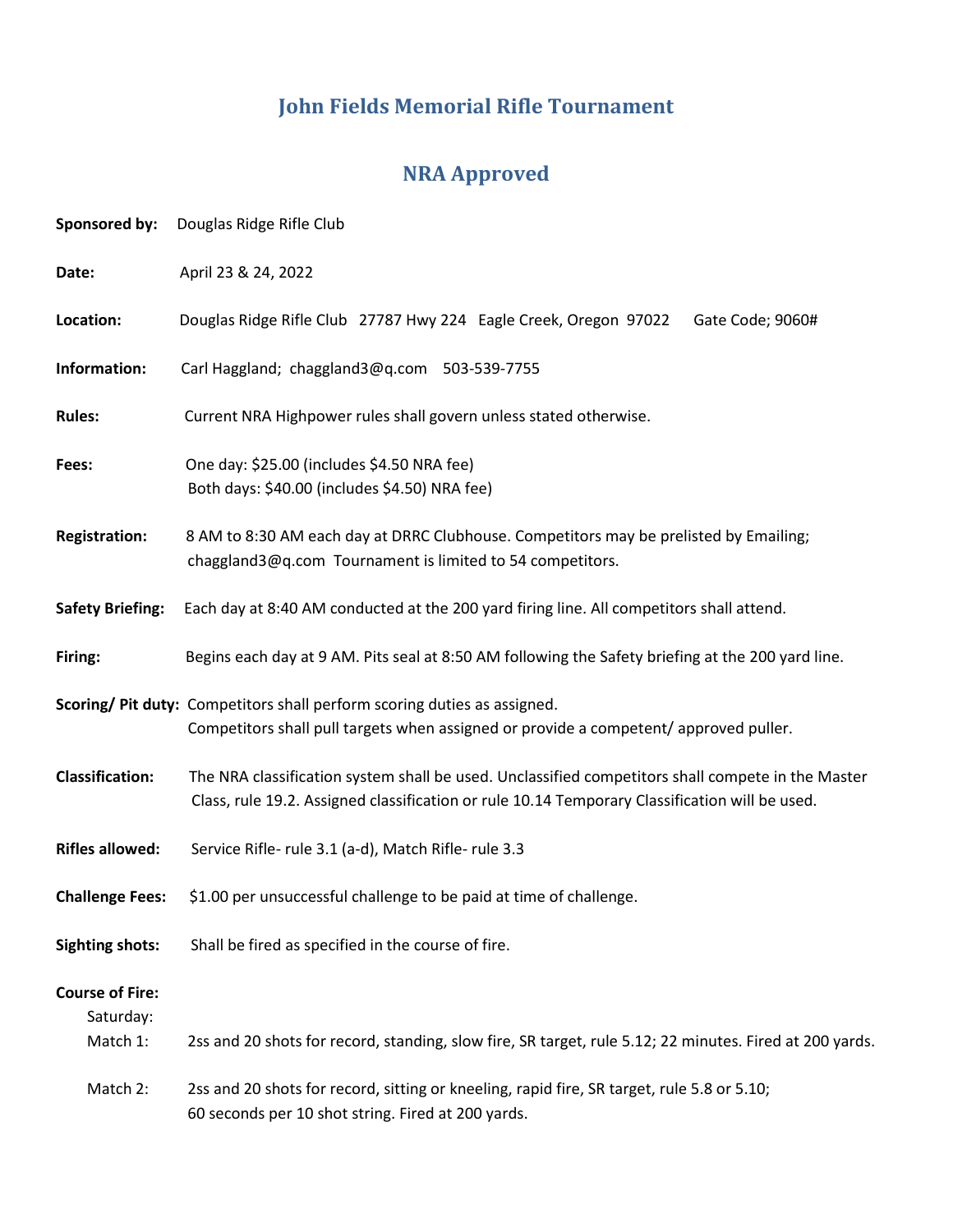# John Fields Memorial Rifle Tournament

## NRA Approved

**Sponsored by:** Douglas Ridge Rifle Club

**Date:** April 23 & 24, 2022

**Location:** Douglas Ridge Rifle Club 27787 Hwy 224 Eagle Creek, Oregon 97022 Gate Code; 9060#

**Information:** Carl Haggland; chaggland3@q.com 503-539-7755

**Rules:** Current NRA Highpower rules shall govern unless stated otherwise.

**Fees:** One day: $25.00 (includes $4.50 NRA fee)
Both days: $40.00 (includes $4.50) NRA fee)

**Registration:** 8 AM to 8:30 AM each day at DRRC Clubhouse. Competitors may be prelisted by Emailing; chaggland3@q.com Tournament is limited to 54 competitors.

**Safety Briefing:** Each day at 8:40 AM conducted at the 200 yard firing line. All competitors shall attend.

**Firing:** Begins each day at 9 AM. Pits seal at 8:50 AM following the Safety briefing at the 200 yard line.

**Scoring/ Pit duty:** Competitors shall perform scoring duties as assigned.
Competitors shall pull targets when assigned or provide a competent/ approved puller.

**Classification:** The NRA classification system shall be used. Unclassified competitors shall compete in the Master Class, rule 19.2. Assigned classification or rule 10.14 Temporary Classification will be used.

**Rifles allowed:** Service Rifle- rule 3.1 (a-d), Match Rifle- rule 3.3

**Challenge Fees:** $1.00 per unsuccessful challenge to be paid at time of challenge.

**Sighting shots:** Shall be fired as specified in the course of fire.

**Course of Fire:**

Saturday:

Match 1: 2ss and 20 shots for record, standing, slow fire, SR target, rule 5.12; 22 minutes. Fired at 200 yards.

Match 2: 2ss and 20 shots for record, sitting or kneeling, rapid fire, SR target, rule 5.8 or 5.10; 60 seconds per 10 shot string. Fired at 200 yards.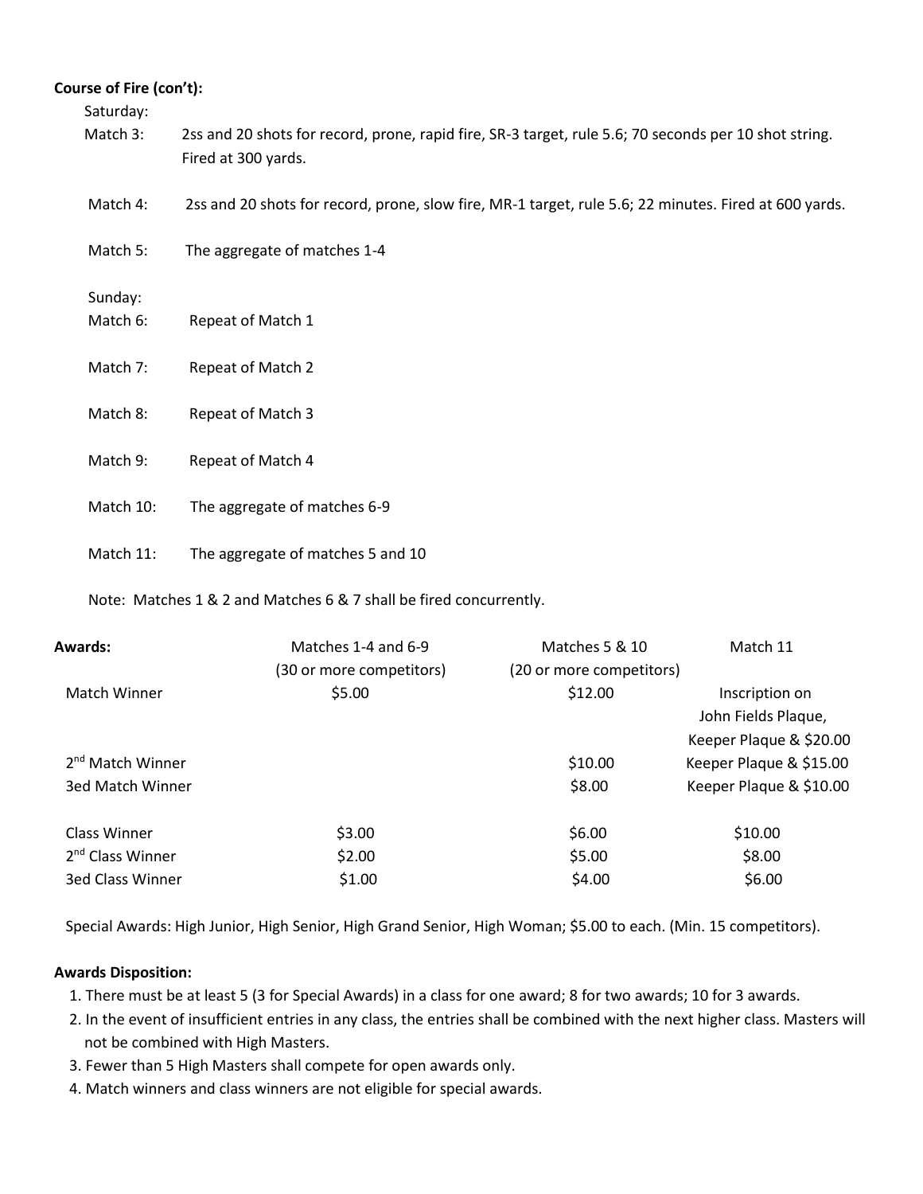**Course of Fire (con't):**

Saturday:

Match 3: 2ss and 20 shots for record, prone, rapid fire, SR-3 target, rule 5.6; 70 seconds per 10 shot string. Fired at 300 yards.

Match 4: 2ss and 20 shots for record, prone, slow fire, MR-1 target, rule 5.6; 22 minutes. Fired at 600 yards.

Match 5: The aggregate of matches 1-4

Sunday:

Match 6: Repeat of Match 1

Match 7: Repeat of Match 2

Match 8: Repeat of Match 3

Match 9: Repeat of Match 4

Match 10: The aggregate of matches 6-9

Match 11: The aggregate of matches 5 and 10

Note: Matches 1 & 2 and Matches 6 & 7 shall be fired concurrently.

| **Awards:** | Matches 1-4 and 6-9 (30 or more competitors) | Matches 5 & 10 (20 or more competitors) | Match 11 |
|---|---|---|---|
| Match Winner | $5.00 | $12.00 | Inscription on John Fields Plaque, Keeper Plaque & $20.00 |
| 2nd Match Winner | | $10.00 | Keeper Plaque & $15.00 |
| 3ed Match Winner | | $8.00 | Keeper Plaque & $10.00 |
| Class Winner | $3.00 | $6.00 | $10.00 |
| 2nd Class Winner | $2.00 | $5.00 | $8.00 |
| 3ed Class Winner | $1.00 | $4.00 | $6.00 |

Special Awards: High Junior, High Senior, High Grand Senior, High Woman; $5.00 to each. (Min. 15 competitors).

**Awards Disposition:**

1. There must be at least 5 (3 for Special Awards) in a class for one award; 8 for two awards; 10 for 3 awards.
2. In the event of insufficient entries in any class, the entries shall be combined with the next higher class. Masters will not be combined with High Masters.
3. Fewer than 5 High Masters shall compete for open awards only.
4. Match winners and class winners are not eligible for special awards.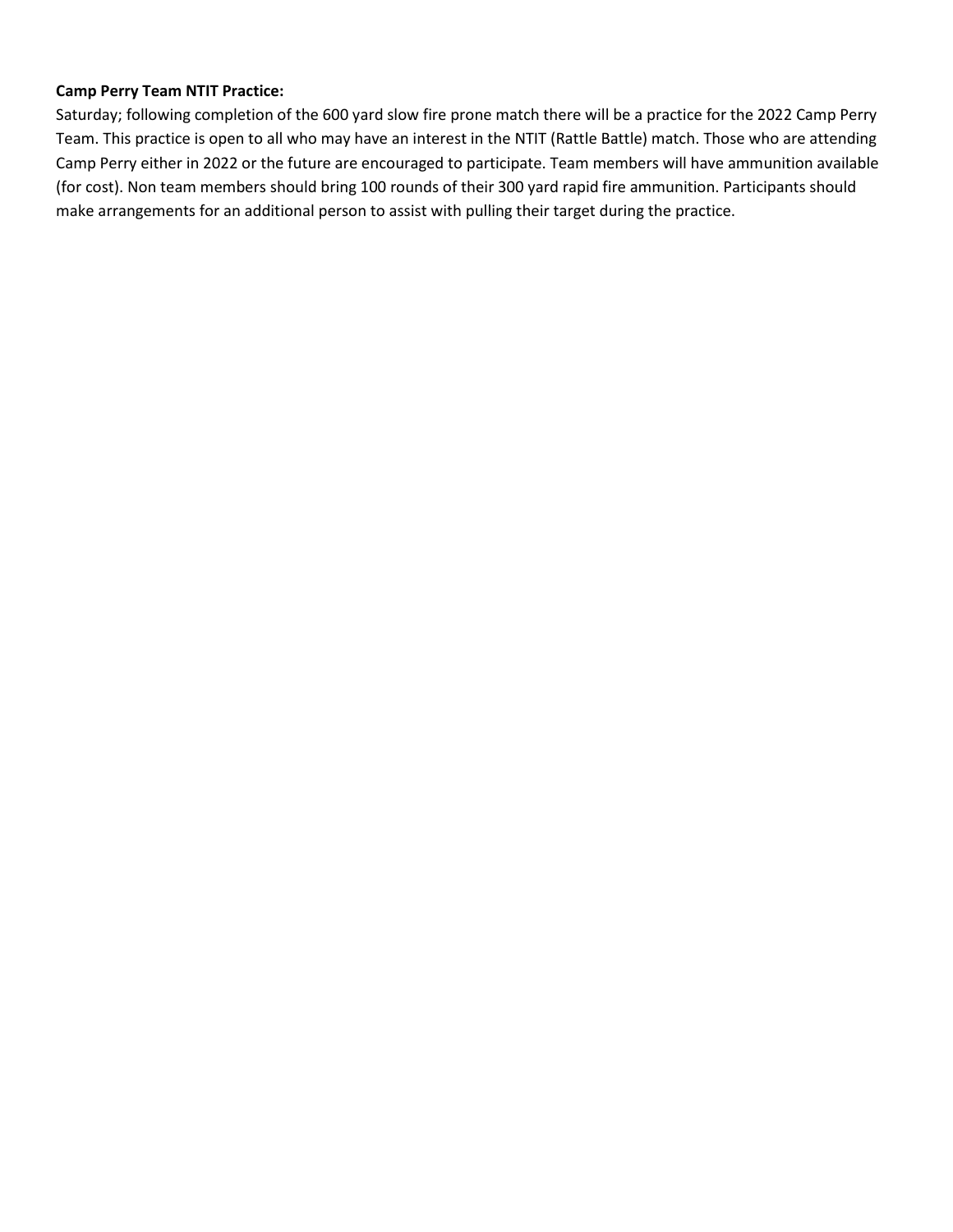**Camp Perry Team NTIT Practice:**

Saturday; following completion of the 600 yard slow fire prone match there will be a practice for the 2022 Camp Perry Team. This practice is open to all who may have an interest in the NTIT (Rattle Battle) match. Those who are attending Camp Perry either in 2022 or the future are encouraged to participate. Team members will have ammunition available (for cost). Non team members should bring 100 rounds of their 300 yard rapid fire ammunition. Participants should make arrangements for an additional person to assist with pulling their target during the practice.